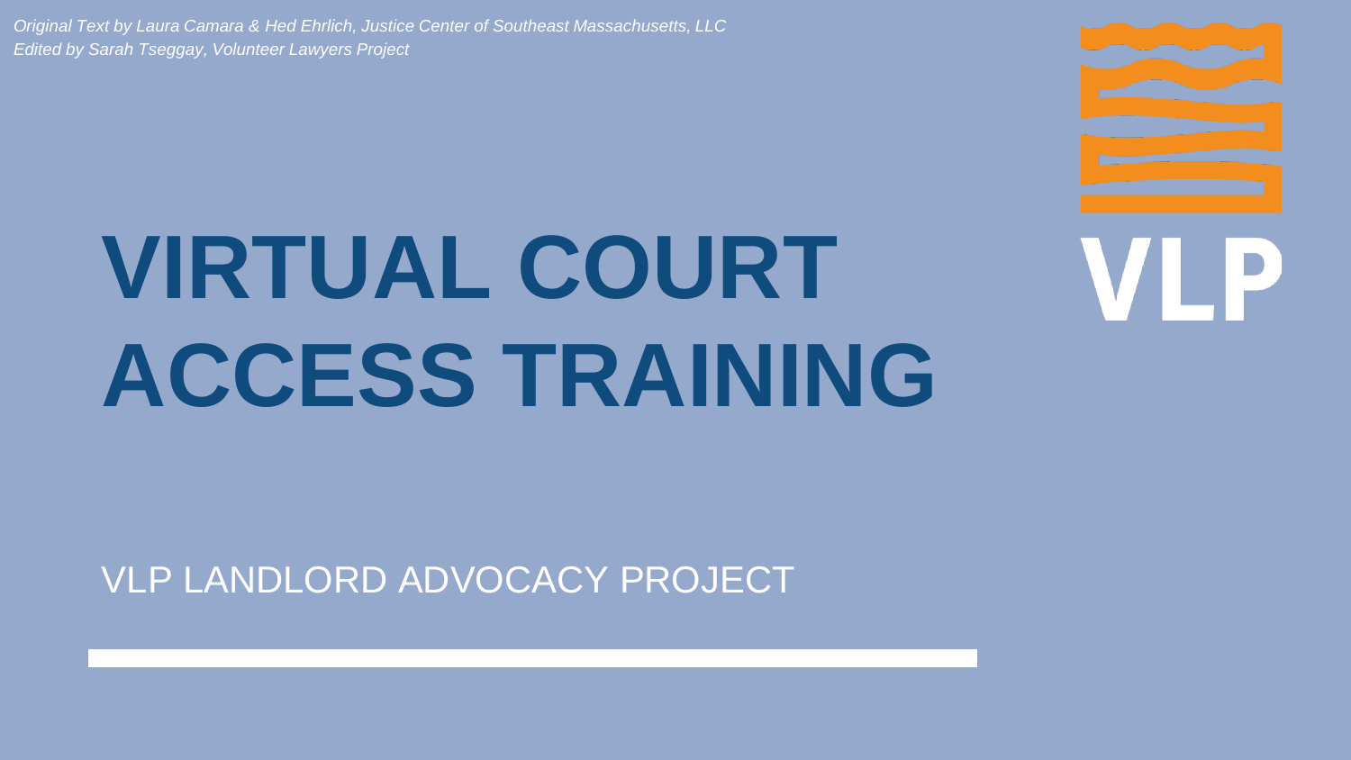*Original Text by Laura Camara & Hed Ehrlich, Justice Center of Southeast Massachusetts, LLC*
*Edited by Sarah Tseggay, Volunteer Lawyers Project*

# VIRTUAL COURT ACCESS TRAINING

VLP LANDLORD ADVOCACY PROJECT

VLP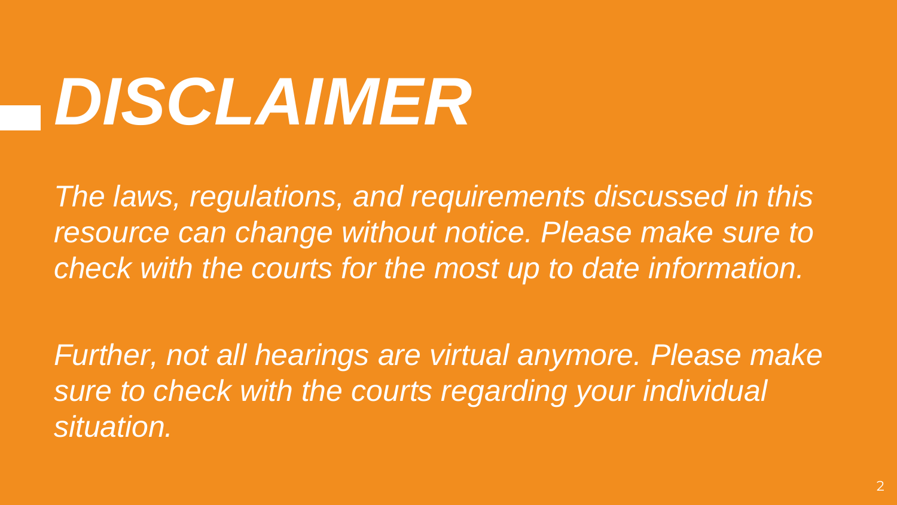# *DISCLAIMER*

*The laws, regulations, and requirements discussed in this resource can change without notice. Please make sure to check with the courts for the most up to date information.*

*Further, not all hearings are virtual anymore. Please make sure to check with the courts regarding your individual situation.*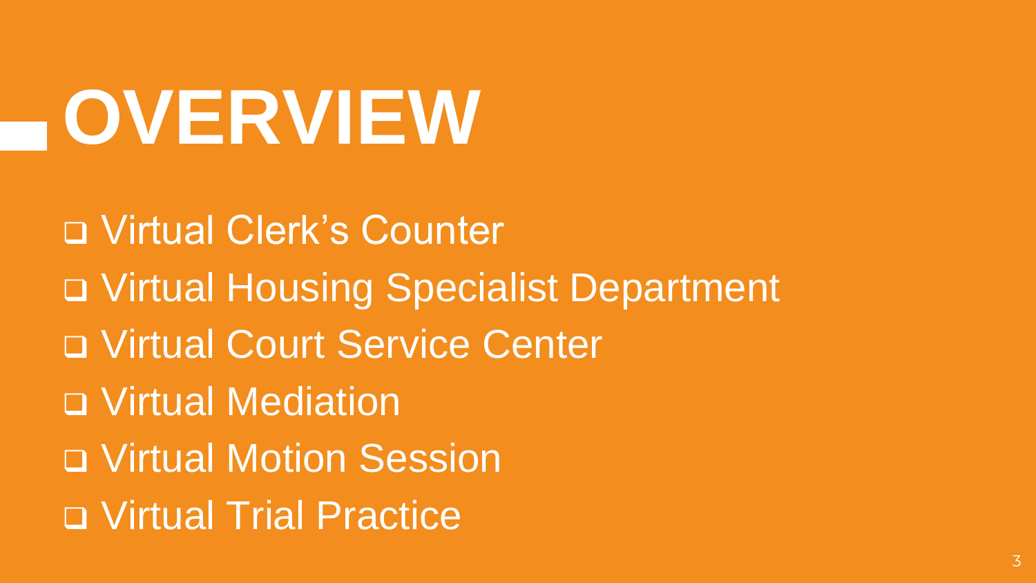# OVERVIEW

- ❑ Virtual Clerk's Counter
- ❑ Virtual Housing Specialist Department
- ❑ Virtual Court Service Center
- ❑ Virtual Mediation
- ❑ Virtual Motion Session
- ❑ Virtual Trial Practice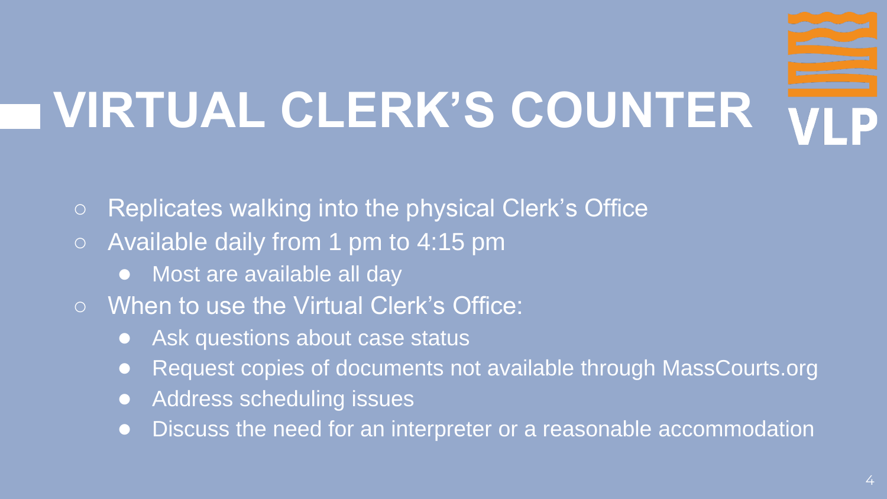# VIRTUAL CLERK'S COUNTER

VLP

- Replicates walking into the physical Clerk's Office
- Available daily from 1 pm to 4:15 pm
  - Most are available all day
- When to use the Virtual Clerk's Office:
  - Ask questions about case status
  - Request copies of documents not available through MassCourts.org
  - Address scheduling issues
  - Discuss the need for an interpreter or a reasonable accommodation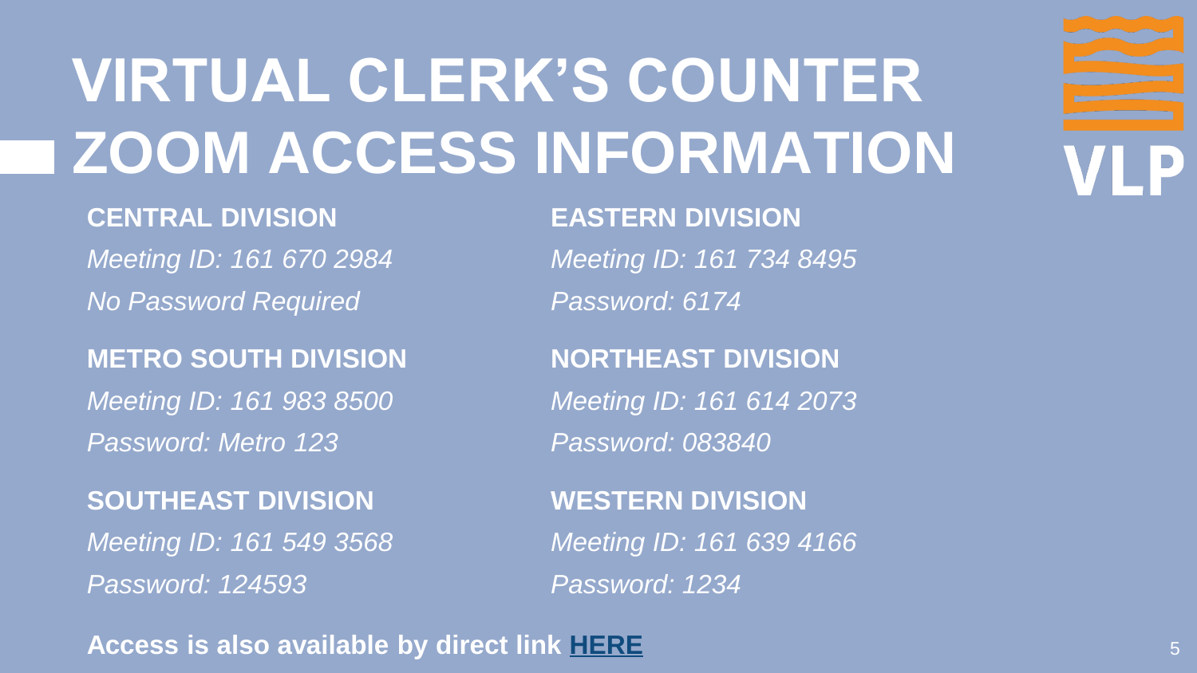# VIRTUAL CLERK'S COUNTER ZOOM ACCESS INFORMATION

**CENTRAL DIVISION**

*Meeting ID: 161 670 2984*

*No Password Required*

**EASTERN DIVISION**

*Meeting ID: 161 734 8495*

*Password: 6174*

**METRO SOUTH DIVISION**

*Meeting ID: 161 983 8500*

*Password: Metro 123*

**NORTHEAST DIVISION**

*Meeting ID: 161 614 2073*

*Password: 083840*

**SOUTHEAST DIVISION**

*Meeting ID: 161 549 3568*

*Password: 124593*

**WESTERN DIVISION**

*Meeting ID: 161 639 4166*

*Password: 1234*

**Access is also available by direct link HERE**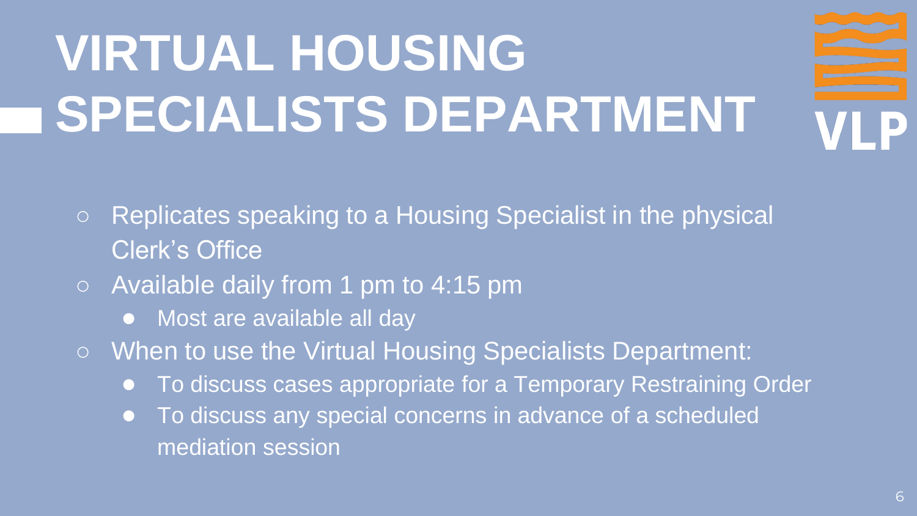# VIRTUAL HOUSING SPECIALISTS DEPARTMENT

- Replicates speaking to a Housing Specialist in the physical Clerk's Office
- Available daily from 1 pm to 4:15 pm
  - Most are available all day
- When to use the Virtual Housing Specialists Department:
  - To discuss cases appropriate for a Temporary Restraining Order
  - To discuss any special concerns in advance of a scheduled mediation session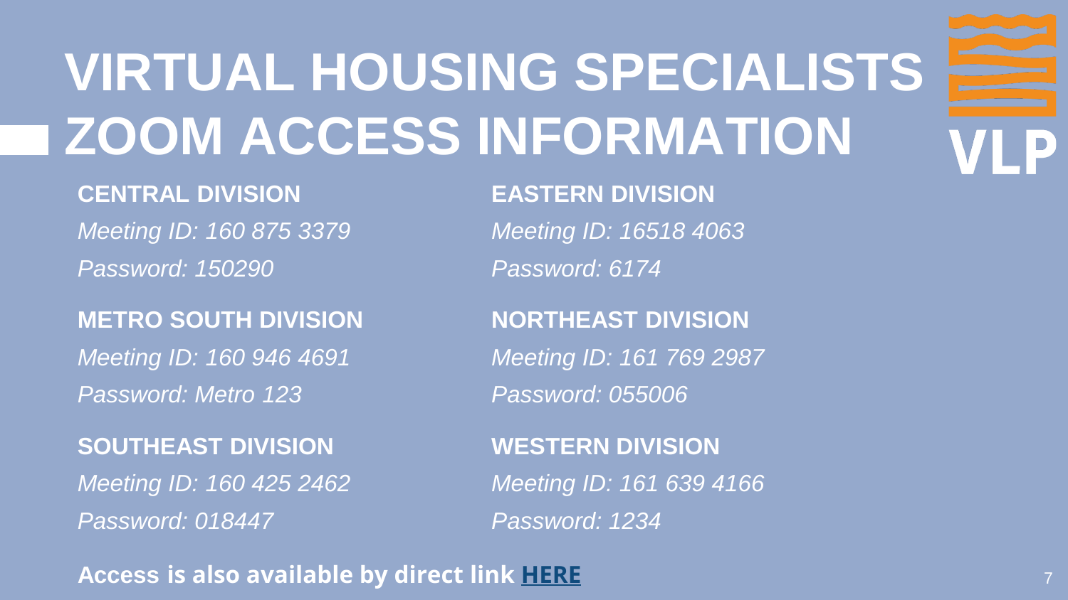# VIRTUAL HOUSING SPECIALISTS ZOOM ACCESS INFORMATION

VLP

**CENTRAL DIVISION**

*Meeting ID: 160 875 3379*

*Password: 150290*

**METRO SOUTH DIVISION**

*Meeting ID: 160 946 4691*

*Password: Metro 123*

**SOUTHEAST DIVISION**

*Meeting ID: 160 425 2462*

*Password: 018447*

**EASTERN DIVISION**

*Meeting ID: 16518 4063*

*Password: 6174*

**NORTHEAST DIVISION**

*Meeting ID: 161 769 2987*

*Password: 055006*

**WESTERN DIVISION**

*Meeting ID: 161 639 4166*

*Password: 1234*

**Access is also available by direct link HERE**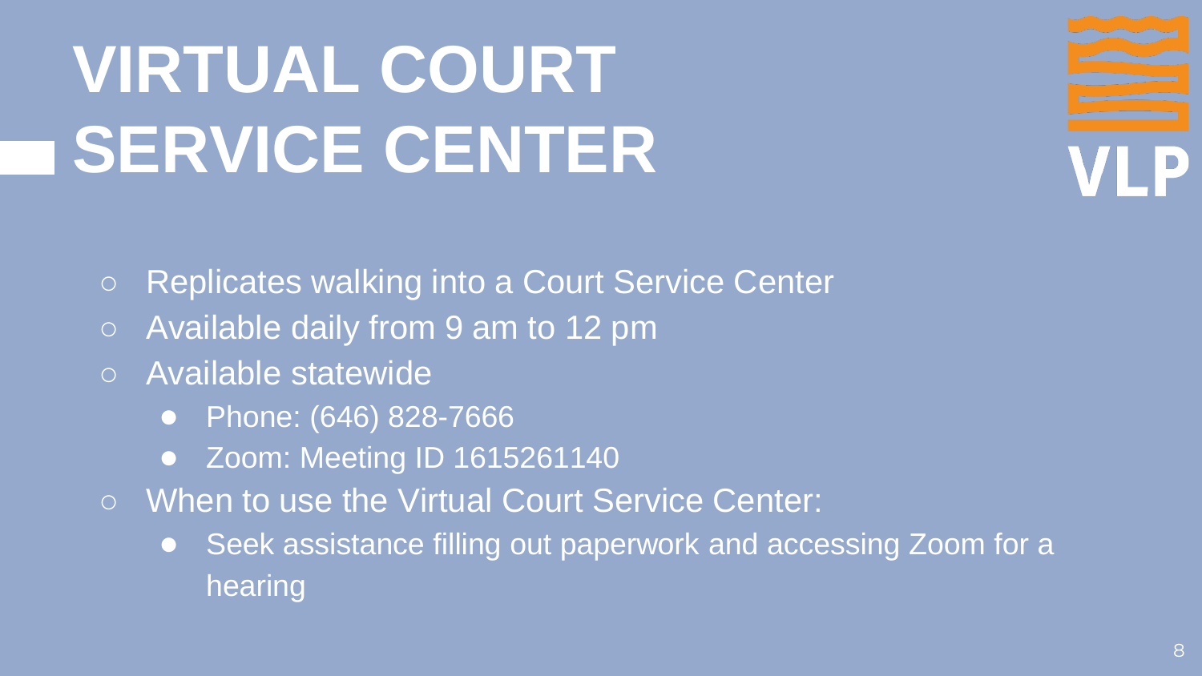# VIRTUAL COURT SERVICE CENTER

VLP

- Replicates walking into a Court Service Center
- Available daily from 9 am to 12 pm
- Available statewide
  - Phone: (646) 828-7666
  - Zoom: Meeting ID 1615261140
- When to use the Virtual Court Service Center:
  - Seek assistance filling out paperwork and accessing Zoom for a hearing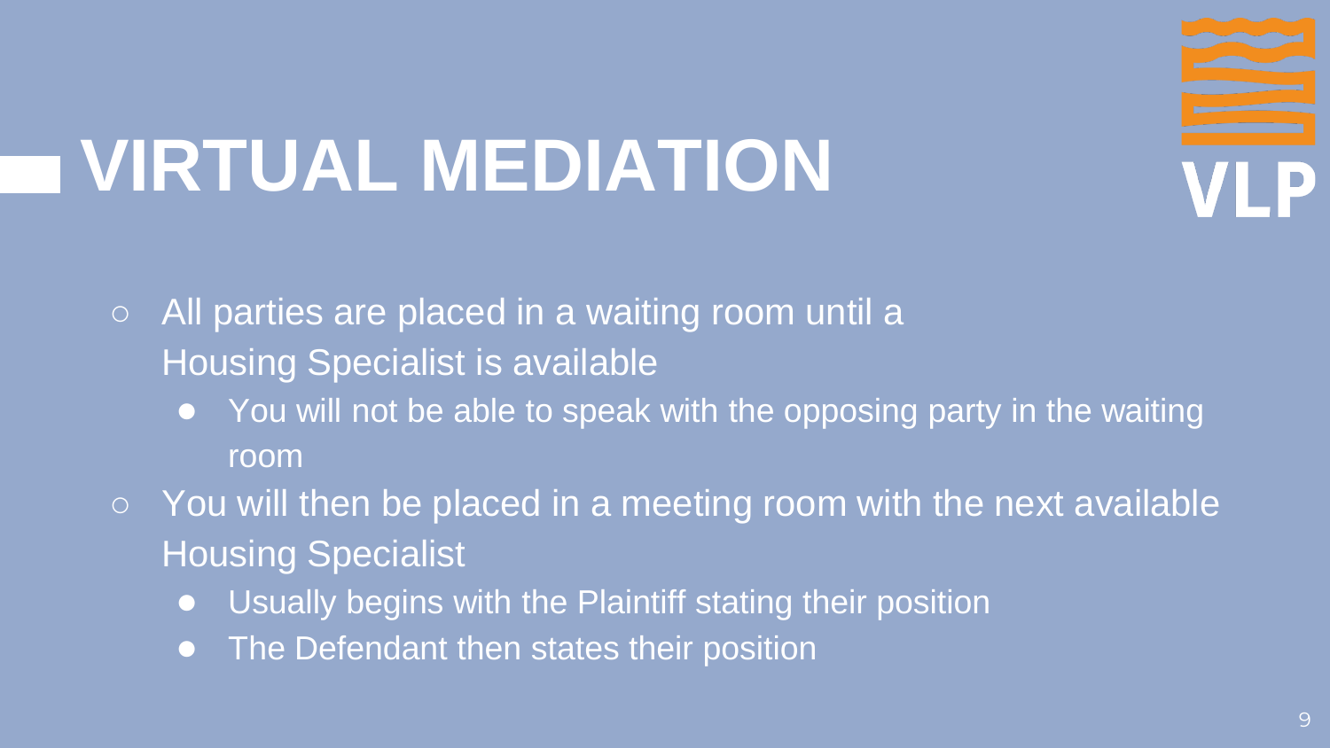# VIRTUAL MEDIATION

- All parties are placed in a waiting room until a Housing Specialist is available
  - You will not be able to speak with the opposing party in the waiting room
- You will then be placed in a meeting room with the next available Housing Specialist
  - Usually begins with the Plaintiff stating their position
  - The Defendant then states their position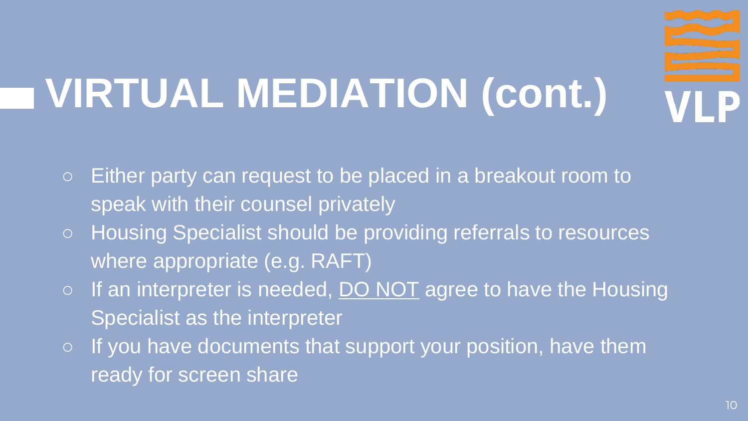# VIRTUAL MEDIATION (cont.)

- Either party can request to be placed in a breakout room to speak with their counsel privately
- Housing Specialist should be providing referrals to resources where appropriate (e.g. RAFT)
- If an interpreter is needed, <u>DO NOT</u> agree to have the Housing Specialist as the interpreter
- If you have documents that support your position, have them ready for screen share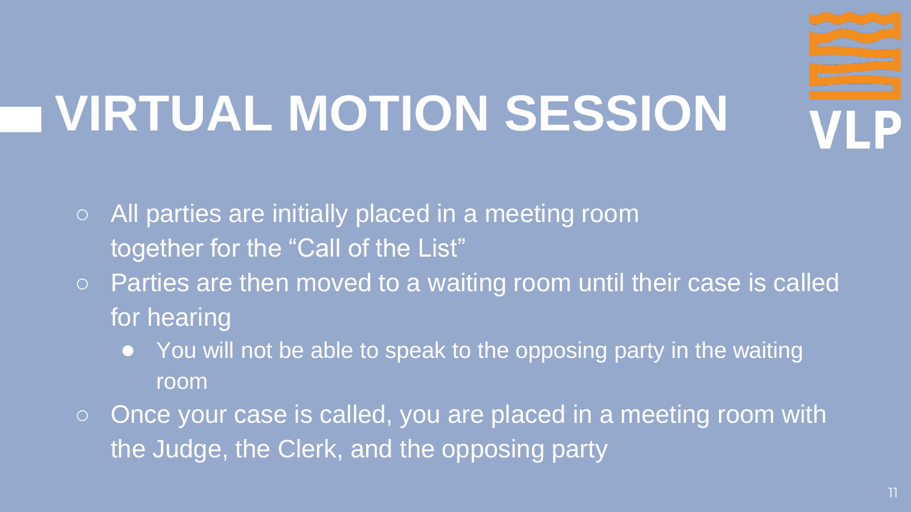# VIRTUAL MOTION SESSION

- All parties are initially placed in a meeting room together for the “Call of the List”
- Parties are then moved to a waiting room until their case is called for hearing
  - You will not be able to speak to the opposing party in the waiting room
- Once your case is called, you are placed in a meeting room with the Judge, the Clerk, and the opposing party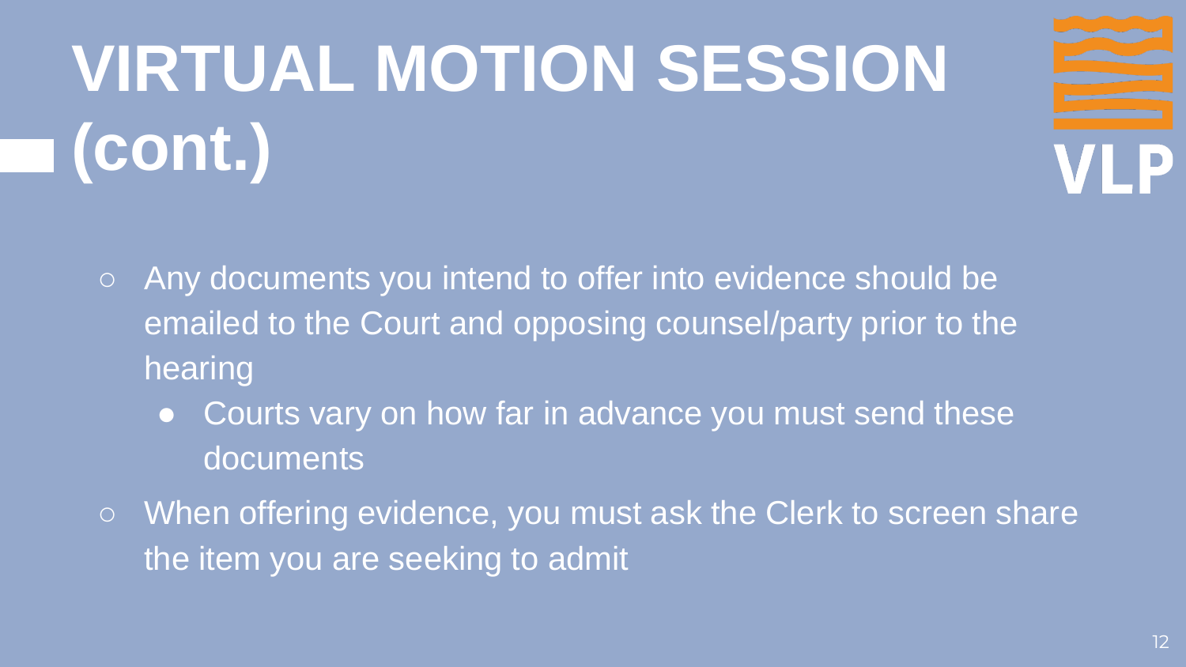# VIRTUAL MOTION SESSION (cont.)

- Any documents you intend to offer into evidence should be emailed to the Court and opposing counsel/party prior to the hearing
  - Courts vary on how far in advance you must send these documents
- When offering evidence, you must ask the Clerk to screen share the item you are seeking to admit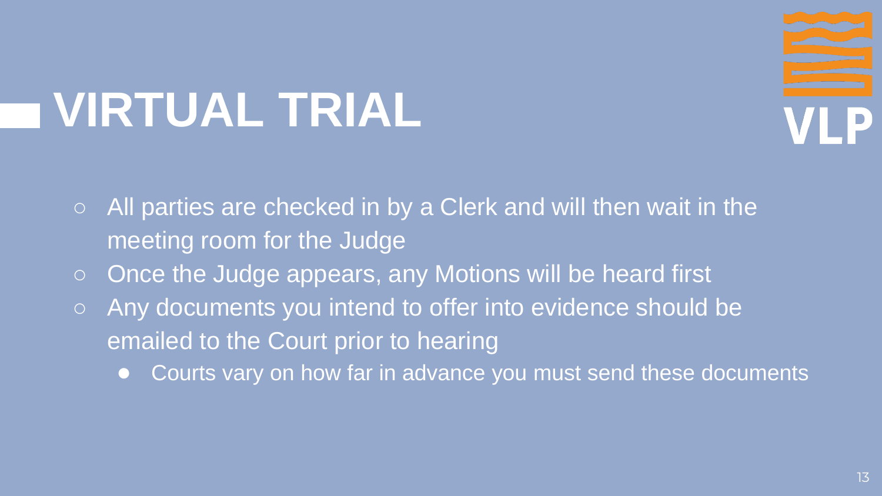# VIRTUAL TRIAL

- All parties are checked in by a Clerk and will then wait in the meeting room for the Judge
- Once the Judge appears, any Motions will be heard first
- Any documents you intend to offer into evidence should be emailed to the Court prior to hearing
    - Courts vary on how far in advance you must send these documents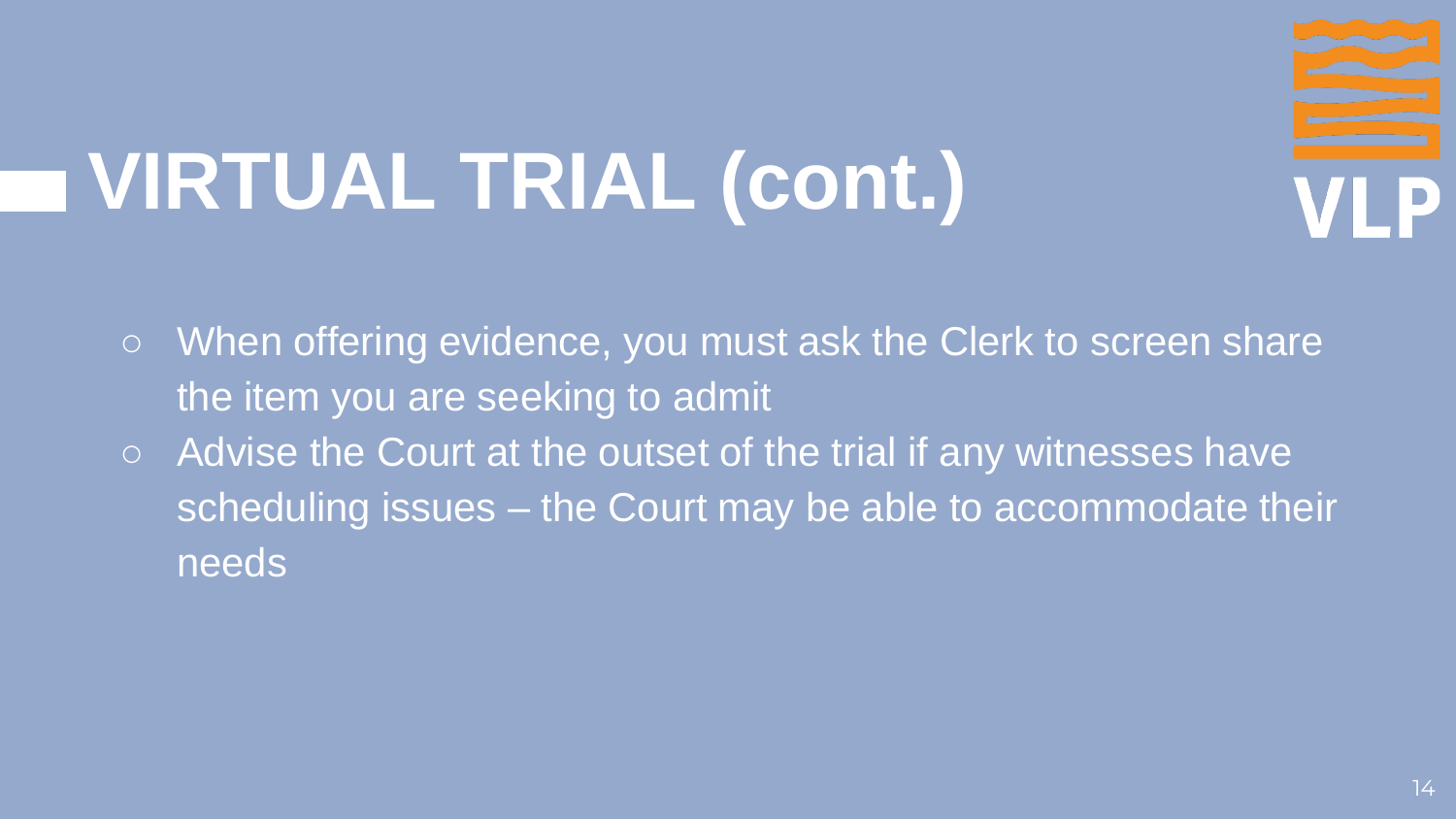# VIRTUAL TRIAL (cont.)

- When offering evidence, you must ask the Clerk to screen share the item you are seeking to admit
- Advise the Court at the outset of the trial if any witnesses have scheduling issues – the Court may be able to accommodate their needs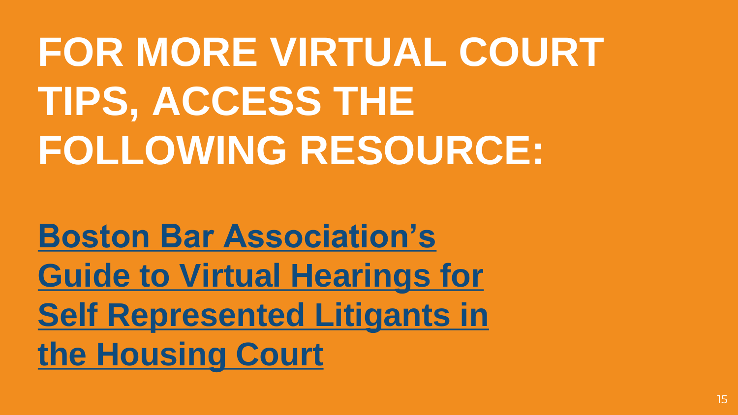# FOR MORE VIRTUAL COURT TIPS, ACCESS THE FOLLOWING RESOURCE:

**Boston Bar Association's Guide to Virtual Hearings for Self Represented Litigants in the Housing Court**